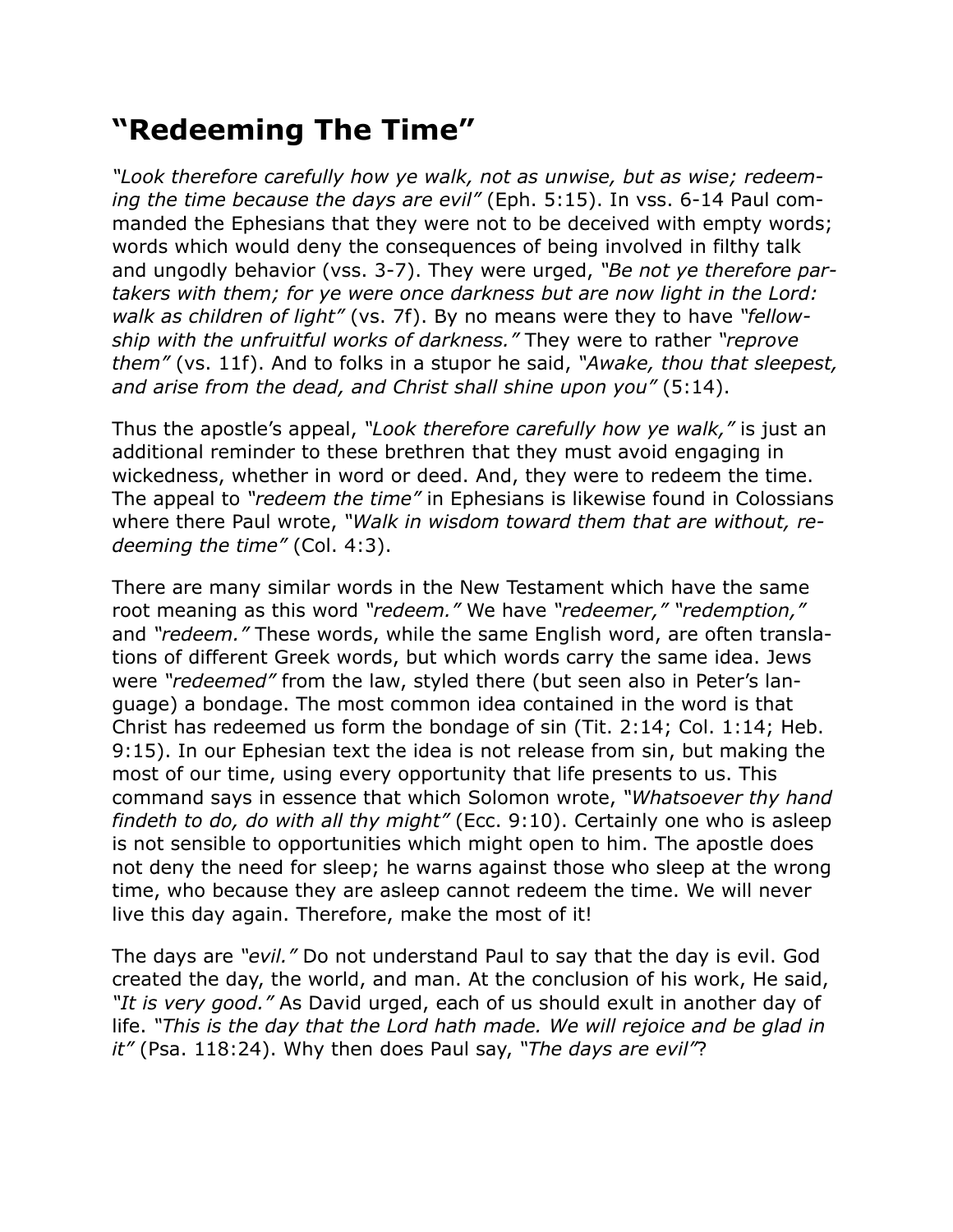## “Redeeming The Time”

*“Look therefore carefully how ye walk, not as unwise, but as wise; redeeming the time because the days are evil”* (Eph. 5:15). In vss. 6-14 Paul commanded the Ephesians that they were not to be deceived with empty words; words which would deny the consequences of being involved in filthy talk and ungodly behavior (vss. 3-7). They were urged, *“Be not ye therefore partakers with them; for ye were once darkness but are now light in the Lord: walk as children of light”* (vs. 7f). By no means were they to have *“fellowship with the unfruitful works of darkness.”* They were to rather *“reprove them”* (vs. 11f). And to folks in a stupor he said, *“Awake, thou that sleepest, and arise from the dead, and Christ shall shine upon you”* (5:14).

Thus the apostle’s appeal, *“Look therefore carefully how ye walk,”* is just an additional reminder to these brethren that they must avoid engaging in wickedness, whether in word or deed. And, they were to redeem the time. The appeal to *“redeem the time”* in Ephesians is likewise found in Colossians where there Paul wrote, *“Walk in wisdom toward them that are without, redeeming the time”* (Col. 4:3).

There are many similar words in the New Testament which have the same root meaning as this word *“redeem.”* We have *“redeemer,” “redemption,”* and *“redeem.”* These words, while the same English word, are often translations of different Greek words, but which words carry the same idea. Jews were *“redeemed”* from the law, styled there (but seen also in Peter’s language) a bondage. The most common idea contained in the word is that Christ has redeemed us form the bondage of sin (Tit. 2:14; Col. 1:14; Heb. 9:15). In our Ephesian text the idea is not release from sin, but making the most of our time, using every opportunity that life presents to us. This command says in essence that which Solomon wrote, *“Whatsoever thy hand findeth to do, do with all thy might”* (Ecc. 9:10). Certainly one who is asleep is not sensible to opportunities which might open to him. The apostle does not deny the need for sleep; he warns against those who sleep at the wrong time, who because they are asleep cannot redeem the time. We will never live this day again. Therefore, make the most of it!

The days are *“evil.”* Do not understand Paul to say that the day is evil. God created the day, the world, and man. At the conclusion of his work, He said, *“It is very good.”* As David urged, each of us should exult in another day of life. *“This is the day that the Lord hath made. We will rejoice and be glad in it”* (Psa. 118:24). Why then does Paul say, *“The days are evil”*?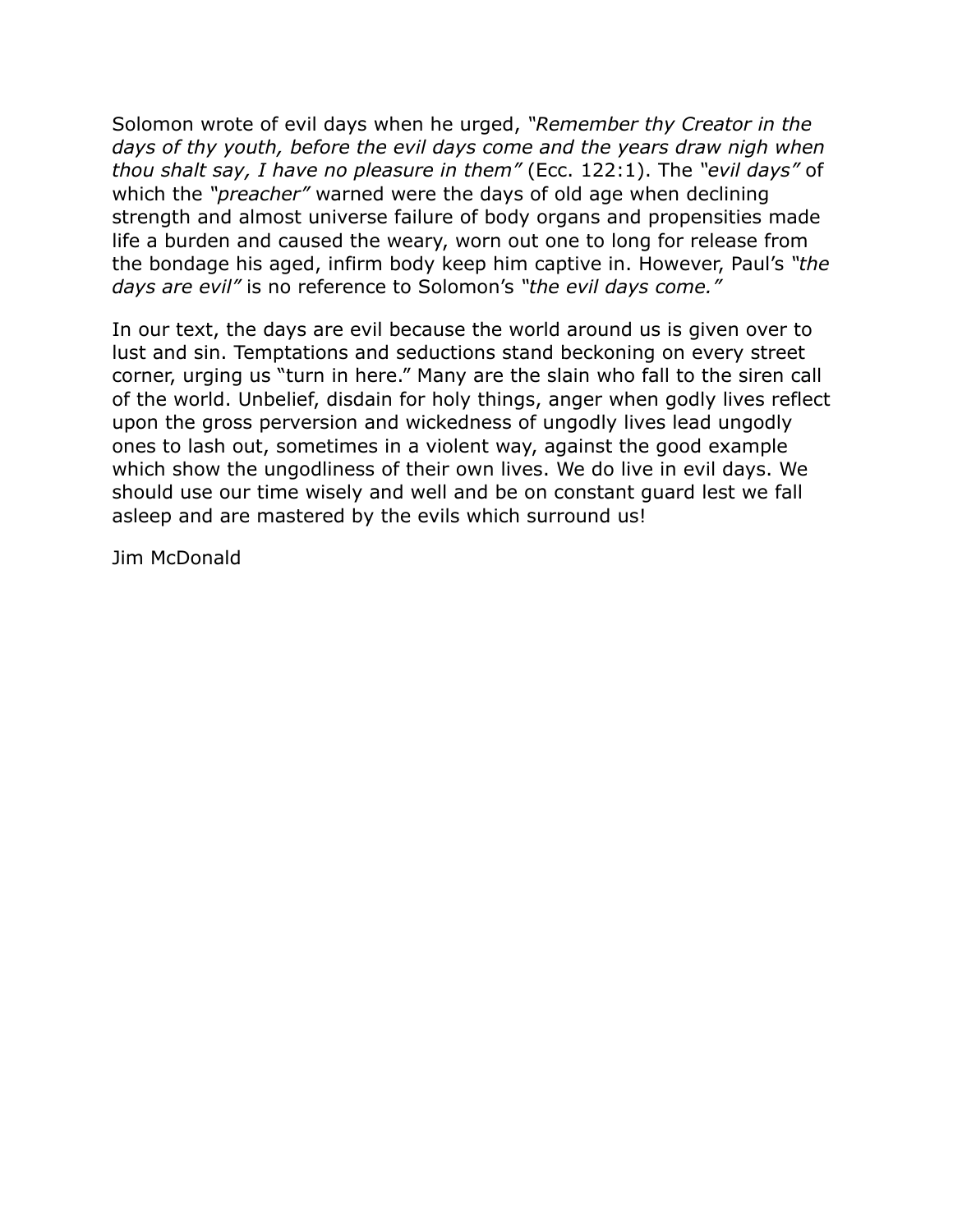Solomon wrote of evil days when he urged, *"Remember thy Creator in the days of thy youth, before the evil days come and the years draw nigh when thou shalt say, I have no pleasure in them"* (Ecc. 122:1). The *"evil days"* of which the *"preacher"* warned were the days of old age when declining strength and almost universe failure of body organs and propensities made life a burden and caused the weary, worn out one to long for release from the bondage his aged, infirm body keep him captive in. However, Paul's *"the days are evil"* is no reference to Solomon's *"the evil days come."*

In our text, the days are evil because the world around us is given over to lust and sin. Temptations and seductions stand beckoning on every street corner, urging us "turn in here." Many are the slain who fall to the siren call of the world. Unbelief, disdain for holy things, anger when godly lives reflect upon the gross perversion and wickedness of ungodly lives lead ungodly ones to lash out, sometimes in a violent way, against the good example which show the ungodliness of their own lives. We do live in evil days. We should use our time wisely and well and be on constant guard lest we fall asleep and are mastered by the evils which surround us!

Jim McDonald